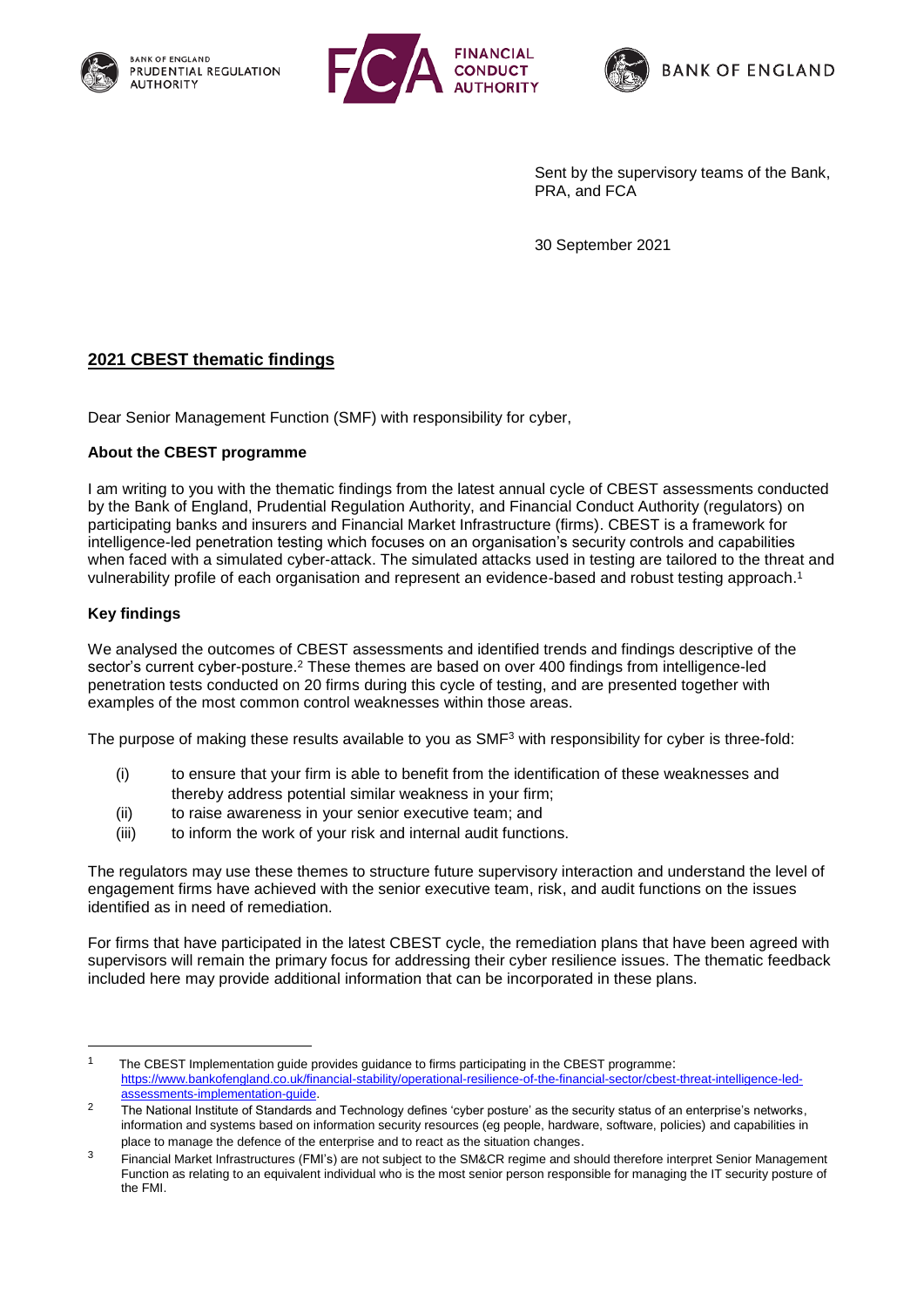BANK OF ENGLAND PRUDENTIAL REGULATION AUTHORITY

FINANCIAL CONDUCT AUTHORITY

BANK OF ENGLAND

Sent by the supervisory teams of the Bank, PRA, and FCA

30 September 2021

## 2021 CBEST thematic findings

Dear Senior Management Function (SMF) with responsibility for cyber,

**About the CBEST programme**

I am writing to you with the thematic findings from the latest annual cycle of CBEST assessments conducted by the Bank of England, Prudential Regulation Authority, and Financial Conduct Authority (regulators) on participating banks and insurers and Financial Market Infrastructure (firms). CBEST is a framework for intelligence-led penetration testing which focuses on an organisation's security controls and capabilities when faced with a simulated cyber-attack. The simulated attacks used in testing are tailored to the threat and vulnerability profile of each organisation and represent an evidence-based and robust testing approach.[1]

**Key findings**

We analysed the outcomes of CBEST assessments and identified trends and findings descriptive of the sector's current cyber-posture.[2] These themes are based on over 400 findings from intelligence-led penetration tests conducted on 20 firms during this cycle of testing, and are presented together with examples of the most common control weaknesses within those areas.

The purpose of making these results available to you as SMF[3] with responsibility for cyber is three-fold:

(i) to ensure that your firm is able to benefit from the identification of these weaknesses and thereby address potential similar weakness in your firm;

(ii) to raise awareness in your senior executive team; and

(iii) to inform the work of your risk and internal audit functions.

The regulators may use these themes to structure future supervisory interaction and understand the level of engagement firms have achieved with the senior executive team, risk, and audit functions on the issues identified as in need of remediation.

For firms that have participated in the latest CBEST cycle, the remediation plans that have been agreed with supervisors will remain the primary focus for addressing their cyber resilience issues. The thematic feedback included here may provide additional information that can be incorporated in these plans.

---

[1] The CBEST Implementation guide provides guidance to firms participating in the CBEST programme: https://www.bankofengland.co.uk/financial-stability/operational-resilience-of-the-financial-sector/cbest-threat-intelligence-led-assessments-implementation-guide.

[2] The National Institute of Standards and Technology defines 'cyber posture' as the security status of an enterprise's networks, information and systems based on information security resources (eg people, hardware, software, policies) and capabilities in place to manage the defence of the enterprise and to react as the situation changes.

[3] Financial Market Infrastructures (FMI's) are not subject to the SM&CR regime and should therefore interpret Senior Management Function as relating to an equivalent individual who is the most senior person responsible for managing the IT security posture of the FMI.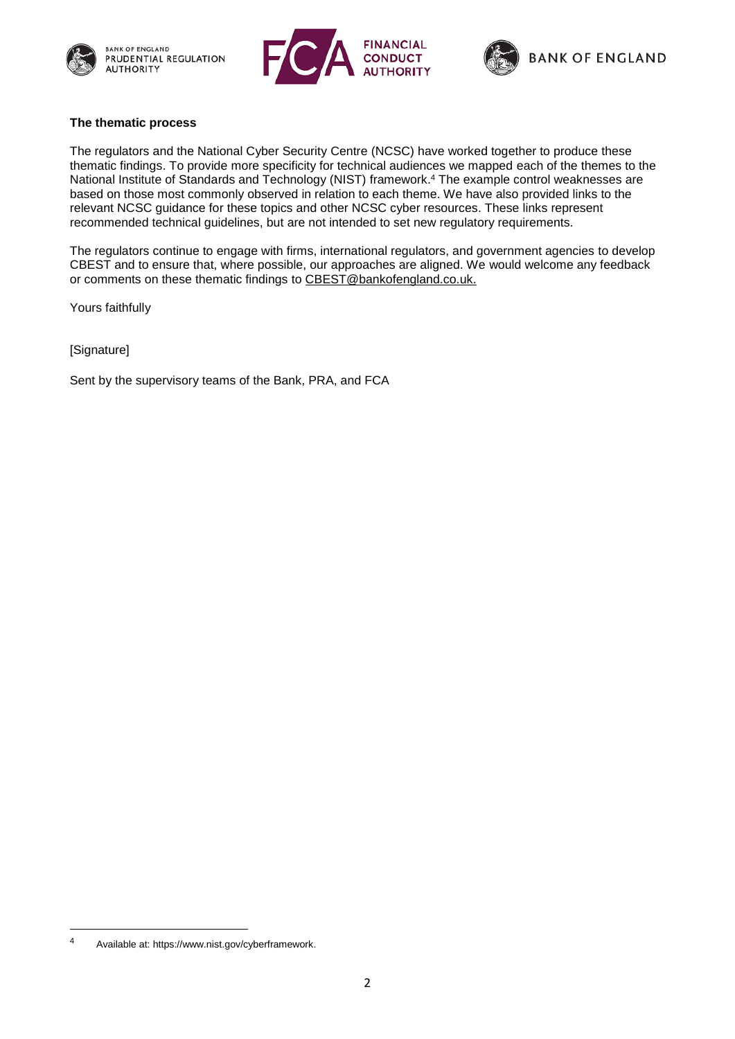**The thematic process**

The regulators and the National Cyber Security Centre (NCSC) have worked together to produce these thematic findings. To provide more specificity for technical audiences we mapped each of the themes to the National Institute of Standards and Technology (NIST) framework.[4] The example control weaknesses are based on those most commonly observed in relation to each theme. We have also provided links to the relevant NCSC guidance for these topics and other NCSC cyber resources. These links represent recommended technical guidelines, but are not intended to set new regulatory requirements.

The regulators continue to engage with firms, international regulators, and government agencies to develop CBEST and to ensure that, where possible, our approaches are aligned. We would welcome any feedback or comments on these thematic findings to CBEST@bankofengland.co.uk.

Yours faithfully

[Signature]

Sent by the supervisory teams of the Bank, PRA, and FCA

[4] Available at: https://www.nist.gov/cyberframework.